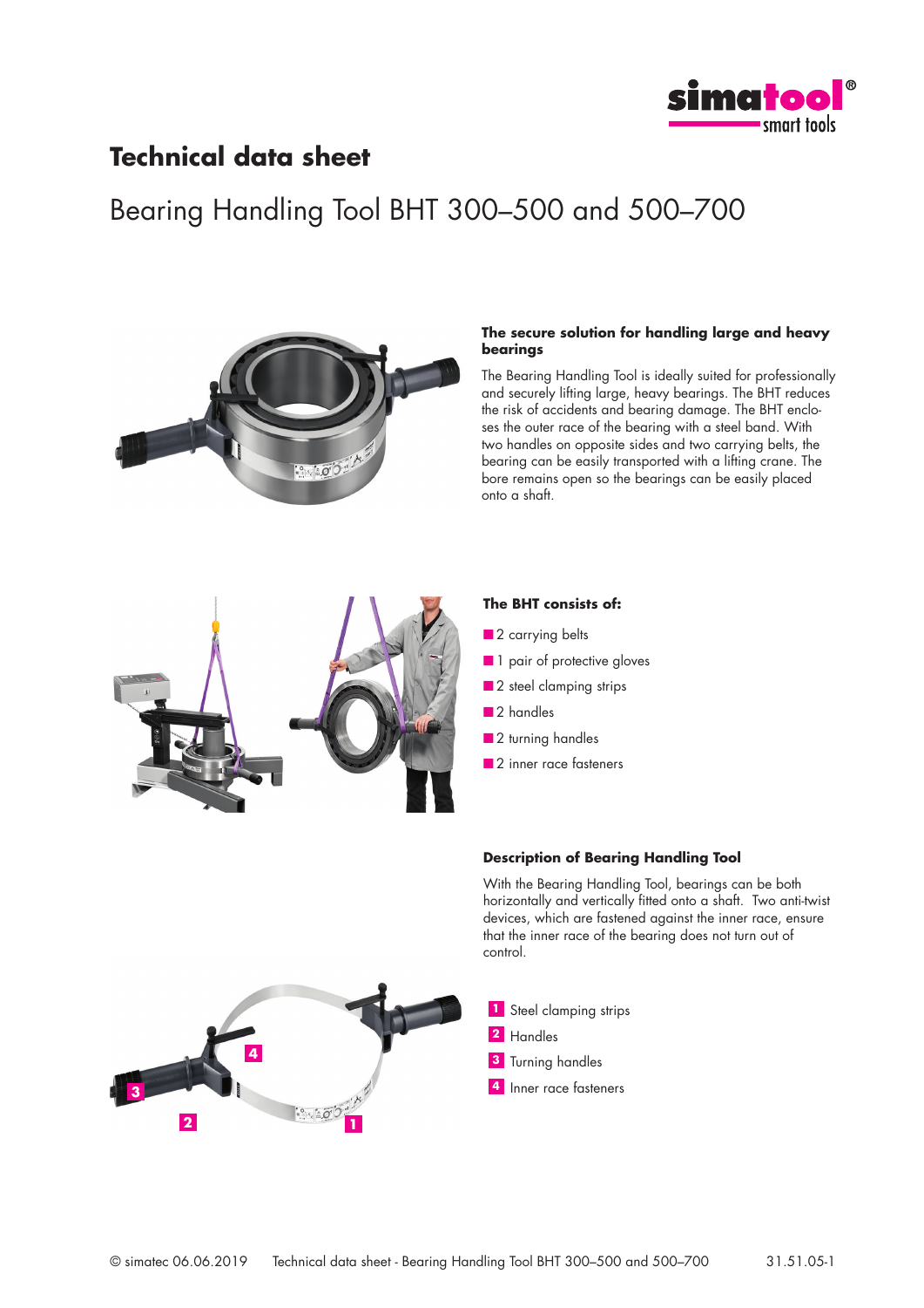# Technical data sheet

## Bearing Handling Tool BHT 300–500 and 500–700

### The secure solution for handling large and heavy bearings

The Bearing Handling Tool is ideally suited for professionally and securely lifting large, heavy bearings. The BHT reduces the risk of accidents and bearing damage. The BHT encloses the outer race of the bearing with a steel band. With two handles on opposite sides and two carrying belts, the bearing can be easily transported with a lifting crane. The bore remains open so the bearings can be easily placed onto a shaft.

### The BHT consists of:

- 2 carrying belts
- 1 pair of protective gloves
- 2 steel clamping strips
- 2 handles
- 2 turning handles
- 2 inner race fasteners

### Description of Bearing Handling Tool

With the Bearing Handling Tool, bearings can be both horizontally and vertically fitted onto a shaft. Two anti-twist devices, which are fastened against the inner race, ensure that the inner race of the bearing does not turn out of control.

1. Steel clamping strips
2. Handles
3. Turning handles
4. Inner race fasteners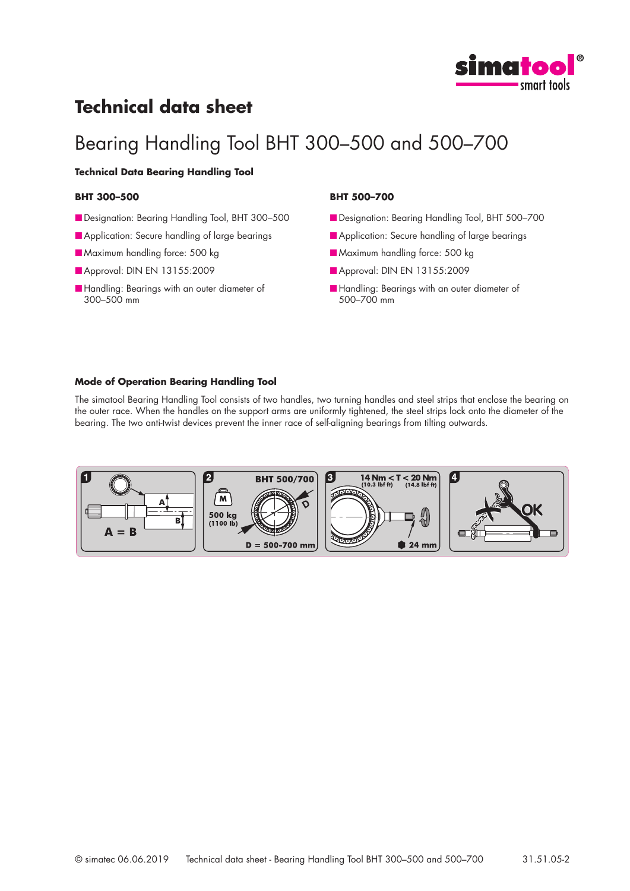# Technical data sheet

## Bearing Handling Tool BHT 300–500 and 500–700

### Technical Data Bearing Handling Tool

**BHT 300–500**

- Designation: Bearing Handling Tool, BHT 300–500
- Application: Secure handling of large bearings
- Maximum handling force: 500 kg
- Approval: DIN EN 13155:2009
- Handling: Bearings with an outer diameter of 300–500 mm

**BHT 500–700**

- Designation: Bearing Handling Tool, BHT 500–700
- Application: Secure handling of large bearings
- Maximum handling force: 500 kg
- Approval: DIN EN 13155:2009
- Handling: Bearings with an outer diameter of 500–700 mm

### Mode of Operation Bearing Handling Tool

The simatool Bearing Handling Tool consists of two handles, two turning handles and steel strips that enclose the bearing on the outer race. When the handles on the support arms are uniformly tightened, the steel strips lock onto the diameter of the bearing. The two anti-twist devices prevent the inner race of self-aligning bearings from tilting outwards.

1
A
B
A = B

2
BHT 500/700
M
500 kg
(1100 lb)
D
D = 500–700 mm

3
14 Nm < T < 20 Nm
(10.3 lbf ft) (14.8 lbf ft)
24 mm

4
OK